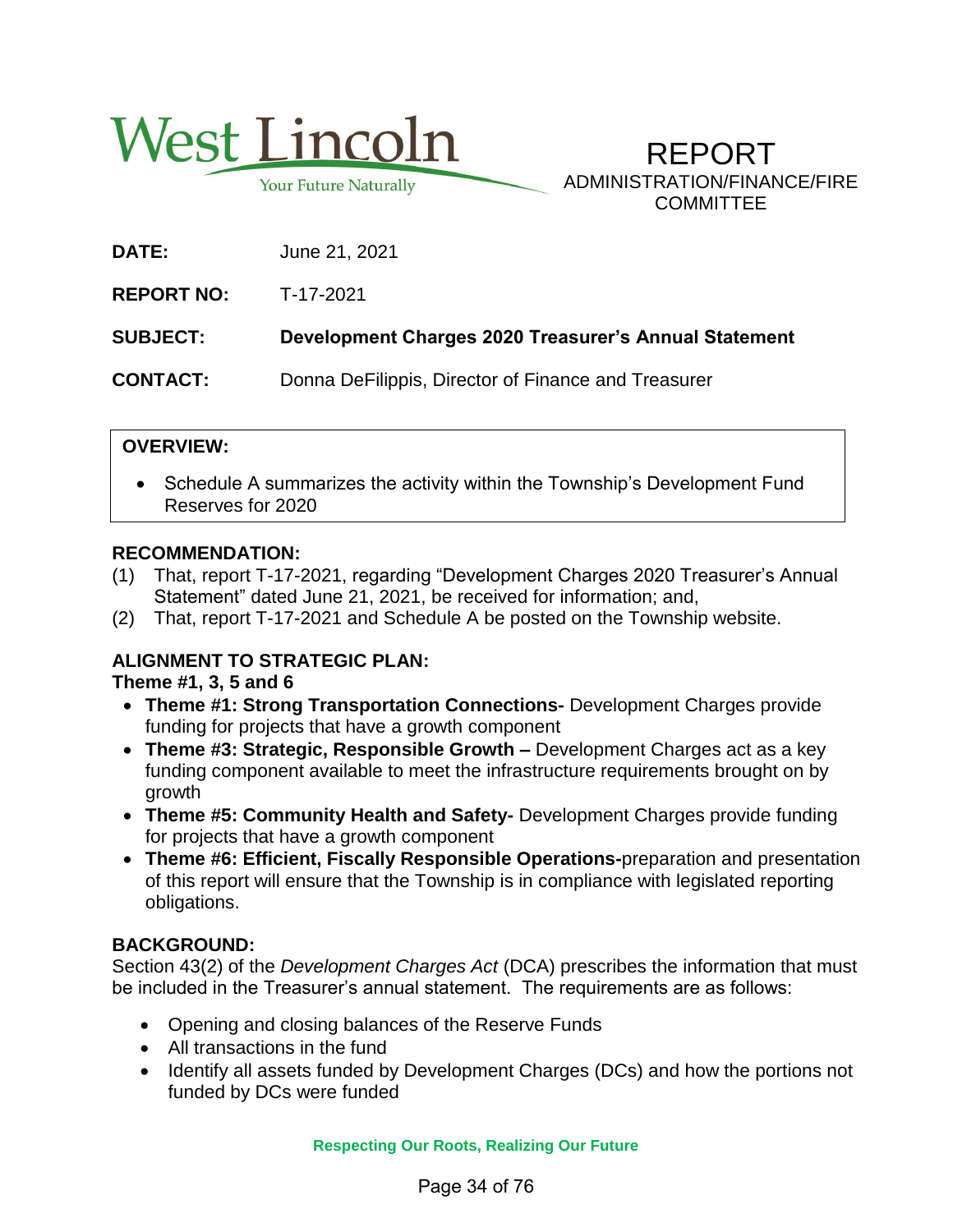West Lincoln
Your Future Naturally

# REPORT
ADMINISTRATION/FINANCE/FIRE COMMITTEE

**DATE:** June 21, 2021

**REPORT NO:** T-17-2021

**SUBJECT:** **Development Charges 2020 Treasurer's Annual Statement**

**CONTACT:** Donna DeFilippis, Director of Finance and Treasurer

**OVERVIEW:**

- Schedule A summarizes the activity within the Township's Development Fund Reserves for 2020

## RECOMMENDATION:

(1) That, report T-17-2021, regarding "Development Charges 2020 Treasurer's Annual Statement" dated June 21, 2021, be received for information; and,

(2) That, report T-17-2021 and Schedule A be posted on the Township website.

## ALIGNMENT TO STRATEGIC PLAN:

**Theme #1, 3, 5 and 6**

- **Theme #1: Strong Transportation Connections-** Development Charges provide funding for projects that have a growth component
- **Theme #3: Strategic, Responsible Growth –** Development Charges act as a key funding component available to meet the infrastructure requirements brought on by growth
- **Theme #5: Community Health and Safety-** Development Charges provide funding for projects that have a growth component
- **Theme #6: Efficient, Fiscally Responsible Operations-**preparation and presentation of this report will ensure that the Township is in compliance with legislated reporting obligations.

## BACKGROUND:

Section 43(2) of the *Development Charges Act* (DCA) prescribes the information that must be included in the Treasurer's annual statement. The requirements are as follows:

- Opening and closing balances of the Reserve Funds
- All transactions in the fund
- Identify all assets funded by Development Charges (DCs) and how the portions not funded by DCs were funded

Respecting Our Roots, Realizing Our Future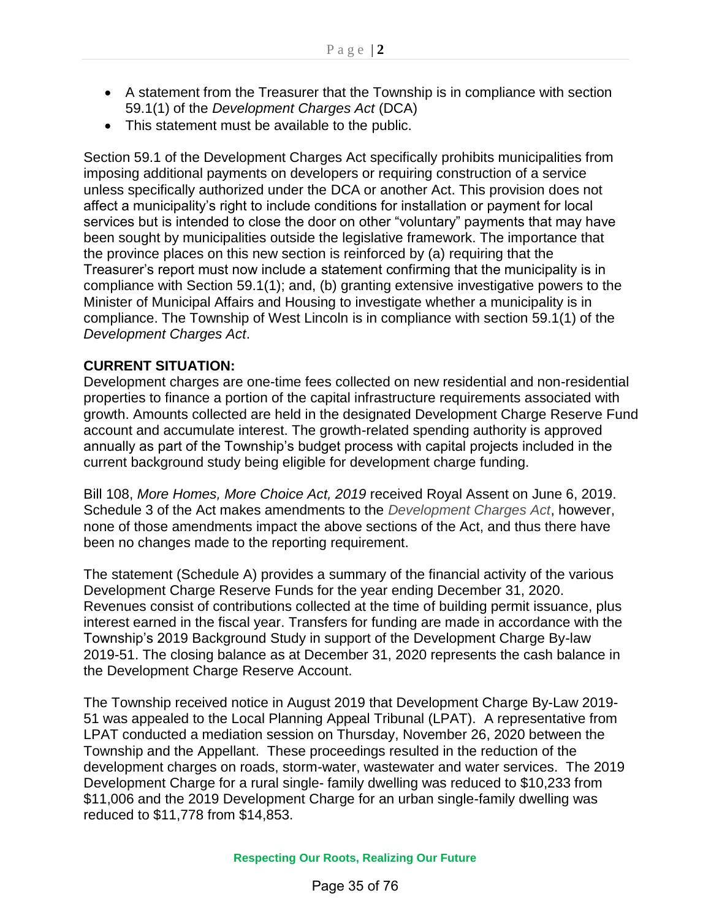- A statement from the Treasurer that the Township is in compliance with section 59.1(1) of the *Development Charges Act* (DCA)
- This statement must be available to the public.

Section 59.1 of the Development Charges Act specifically prohibits municipalities from imposing additional payments on developers or requiring construction of a service unless specifically authorized under the DCA or another Act. This provision does not affect a municipality's right to include conditions for installation or payment for local services but is intended to close the door on other "voluntary" payments that may have been sought by municipalities outside the legislative framework. The importance that the province places on this new section is reinforced by (a) requiring that the Treasurer's report must now include a statement confirming that the municipality is in compliance with Section 59.1(1); and, (b) granting extensive investigative powers to the Minister of Municipal Affairs and Housing to investigate whether a municipality is in compliance. The Township of West Lincoln is in compliance with section 59.1(1) of the *Development Charges Act*.

**CURRENT SITUATION:**

Development charges are one-time fees collected on new residential and non-residential properties to finance a portion of the capital infrastructure requirements associated with growth. Amounts collected are held in the designated Development Charge Reserve Fund account and accumulate interest. The growth-related spending authority is approved annually as part of the Township's budget process with capital projects included in the current background study being eligible for development charge funding.

Bill 108, *More Homes, More Choice Act, 2019* received Royal Assent on June 6, 2019. Schedule 3 of the Act makes amendments to the *Development Charges Act*, however, none of those amendments impact the above sections of the Act, and thus there have been no changes made to the reporting requirement.

The statement (Schedule A) provides a summary of the financial activity of the various Development Charge Reserve Funds for the year ending December 31, 2020. Revenues consist of contributions collected at the time of building permit issuance, plus interest earned in the fiscal year. Transfers for funding are made in accordance with the Township's 2019 Background Study in support of the Development Charge By-law 2019-51. The closing balance as at December 31, 2020 represents the cash balance in the Development Charge Reserve Account.

The Township received notice in August 2019 that Development Charge By-Law 2019-51 was appealed to the Local Planning Appeal Tribunal (LPAT). A representative from LPAT conducted a mediation session on Thursday, November 26, 2020 between the Township and the Appellant. These proceedings resulted in the reduction of the development charges on roads, storm-water, wastewater and water services. The 2019 Development Charge for a rural single- family dwelling was reduced to $10,233 from $11,006 and the 2019 Development Charge for an urban single-family dwelling was reduced to $11,778 from $14,853.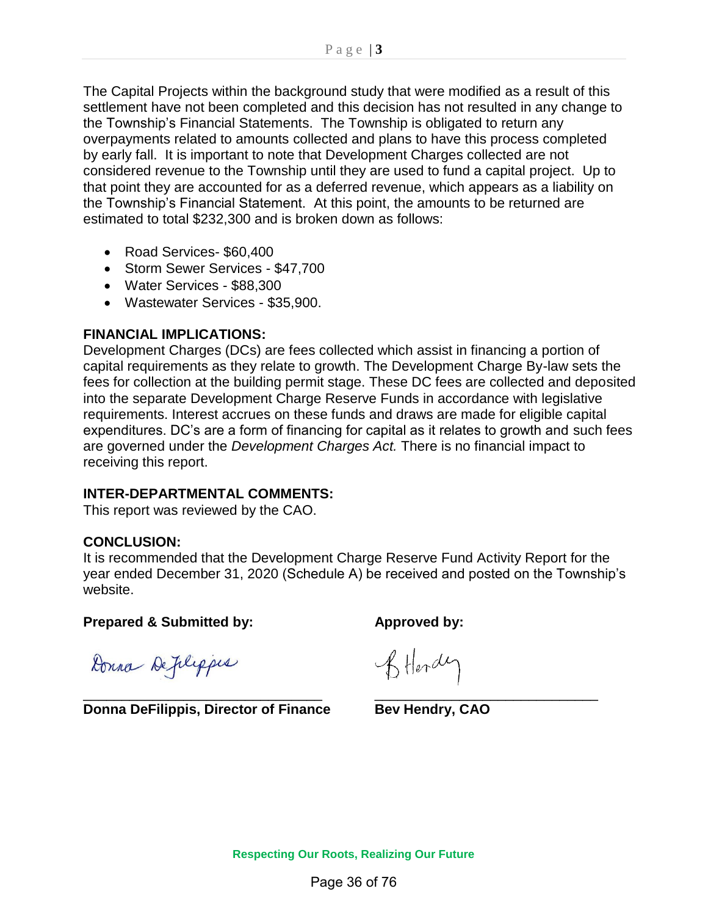The Capital Projects within the background study that were modified as a result of this settlement have not been completed and this decision has not resulted in any change to the Township's Financial Statements. The Township is obligated to return any overpayments related to amounts collected and plans to have this process completed by early fall. It is important to note that Development Charges collected are not considered revenue to the Township until they are used to fund a capital project. Up to that point they are accounted for as a deferred revenue, which appears as a liability on the Township's Financial Statement. At this point, the amounts to be returned are estimated to total $232,300 and is broken down as follows:

- Road Services- $60,400
- Storm Sewer Services - $47,700
- Water Services - $88,300
- Wastewater Services - $35,900.

**FINANCIAL IMPLICATIONS:**

Development Charges (DCs) are fees collected which assist in financing a portion of capital requirements as they relate to growth. The Development Charge By-law sets the fees for collection at the building permit stage. These DC fees are collected and deposited into the separate Development Charge Reserve Funds in accordance with legislative requirements. Interest accrues on these funds and draws are made for eligible capital expenditures. DC's are a form of financing for capital as it relates to growth and such fees are governed under the *Development Charges Act.* There is no financial impact to receiving this report.

**INTER-DEPARTMENTAL COMMENTS:**

This report was reviewed by the CAO.

**CONCLUSION:**

It is recommended that the Development Charge Reserve Fund Activity Report for the year ended December 31, 2020 (Schedule A) be received and posted on the Township's website.

**Prepared & Submitted by:**

Donna DeFilippis

\_\_\_\_\_\_\_\_\_\_\_\_\_\_\_\_\_\_\_\_\_\_\_\_\_\_\_\_\_\_\_\_

**Donna DeFilippis, Director of Finance**

**Approved by:**

B Hendry

\_\_\_\_\_\_\_\_\_\_\_\_\_\_\_\_\_\_\_\_\_\_\_\_\_\_\_\_\_\_\_\_

**Bev Hendry, CAO**

**Respecting Our Roots, Realizing Our Future**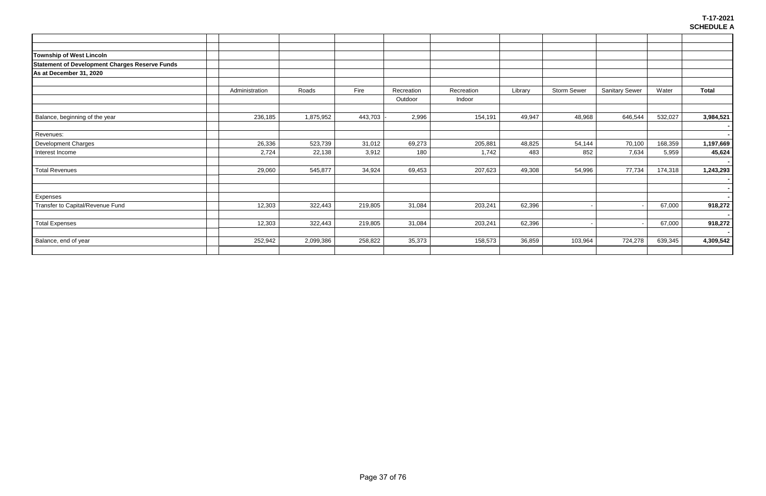**T-17-2021**
**SCHEDULE A**

**Township of West Lincoln**
**Statement of Development Charges Reserve Funds**
**As at December 31, 2020**

| | Administration | Roads | Fire | Recreation Outdoor | Recreation Indoor | Library | Storm Sewer | Sanitary Sewer | Water | **Total** |
|---|---|---|---|---|---|---|---|---|---|---|
| Balance, beginning of the year | 236,185 | 1,875,952 | 443,703 | - 2,996 | 154,191 | 49,947 | 48,968 | 646,544 | 532,027 | **3,984,521** |
| | | | | | | | | | | **-** |
| Revenues: | | | | | | | | | | **-** |
| Development Charges | 26,336 | 523,739 | 31,012 | 69,273 | 205,881 | 48,825 | 54,144 | 70,100 | 168,359 | **1,197,669** |
| Interest Income | 2,724 | 22,138 | 3,912 | 180 | 1,742 | 483 | 852 | 7,634 | 5,959 | **45,624** |
| | | | | | | | | | | **-** |
| Total Revenues | 29,060 | 545,877 | 34,924 | 69,453 | 207,623 | 49,308 | 54,996 | 77,734 | 174,318 | **1,243,293** |
| | | | | | | | | | | **-** |
| | | | | | | | | | | **-** |
| Expenses | | | | | | | | | | **-** |
| Transfer to Capital/Revenue Fund | 12,303 | 322,443 | 219,805 | 31,084 | 203,241 | 62,396 | - | - | 67,000 | **918,272** |
| | | | | | | | | | | **-** |
| Total Expenses | 12,303 | 322,443 | 219,805 | 31,084 | 203,241 | 62,396 | - | - | 67,000 | **918,272** |
| | | | | | | | | | | **-** |
| Balance, end of year | 252,942 | 2,099,386 | 258,822 | 35,373 | 158,573 | 36,859 | 103,964 | 724,278 | 639,345 | **4,309,542** |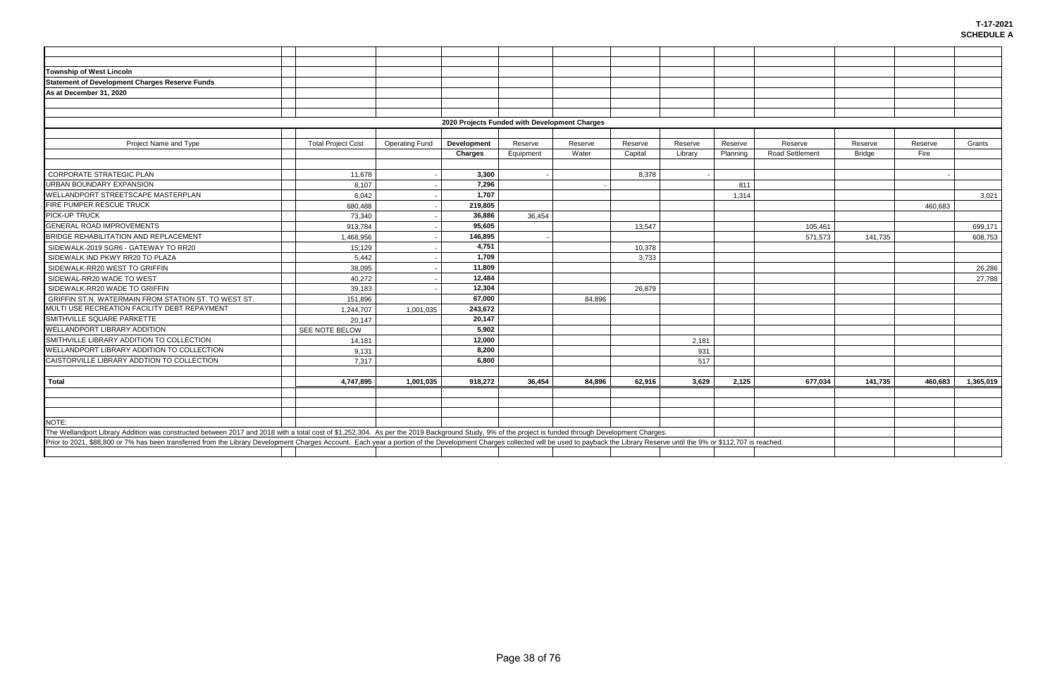T-17-2021
SCHEDULE A

**Township of West Lincoln**
**Statement of Development Charges Reserve Funds**
**As at December 31, 2020**

**2020 Projects Funded with Development Charges**

| Project Name and Type | Total Project Cost | Operating Fund | Development Charges | Reserve Equipment | Reserve Water | Reserve Capital | Reserve Library | Reserve Planning | Reserve Road Settlement | Reserve Bridge | Reserve Fire | Grants |
|---|---|---|---|---|---|---|---|---|---|---|---|---|
| CORPORATE STRATEGIC PLAN | 11,678 | - | 3,300 | - | | 8,378 | - | | | | - | |
| URBAN BOUNDARY EXPANSION | 8,107 | - | 7,296 | | - | | | 811 | | | | |
| WELLANDPORT STREETSCAPE MASTERPLAN | 6,042 | - | 1,707 | | | | | 1,314 | | | | 3,021 |
| FIRE PUMPER RESCUE TRUCK | 680,488 | - | 219,805 | | | | | | | | 460,683 | |
| PICK-UP TRUCK | 73,340 | - | 36,886 | 36,454 | | | | | | | | |
| GENERAL ROAD IMPROVEMENTS | 913,784 | - | 95,605 | | | 13,547 | | | 105,461 | | | 699,171 |
| BRIDGE REHABILITATION AND REPLACEMENT | 1,468,956 | - | 146,895 | - | | | | | 571,573 | 141,735 | | 608,753 |
| SIDEWALK-2019 SGR6 - GATEWAY TO RR20 | 15,129 | - | 4,751 | | | 10,378 | | | | | | |
| SIDEWALK IND PKWY RR20 TO PLAZA | 5,442 | - | 1,709 | | | 3,733 | | | | | | |
| SIDEWALK-RR20 WEST TO GRIFFIN | 38,095 | - | 11,809 | | | | | | | | | 26,286 |
| SIDEWAL-RR20 WADE TO WEST | 40,272 | - | 12,484 | | | | | | | | | 27,788 |
| SIDEWALK-RR20 WADE TO GRIFFIN | 39,183 | - | 12,304 | | | 26,879 | | | | | | |
| GRIFFIN ST.N. WATERMAIN FROM STATION ST. TO WEST ST. | 151,896 | | 67,000 | | 84,896 | | | | | | | |
| MULTI USE RECREATION FACILITY DEBT REPAYMENT | 1,244,707 | 1,001,035 | 243,672 | | | | | | | | | |
| SMITHVILLE SQUARE PARKETTE | 20,147 | | 20,147 | | | | | | | | | |
| WELLANDPORT LIBRARY ADDITION | SEE NOTE BELOW | | 5,902 | | | | | | | | | |
| SMITHVILLE LIBRARY ADDITION TO COLLECTION | 14,181 | | 12,000 | | | | 2,181 | | | | | |
| WELLANDPORT LIBRARY ADDITION TO COLLECTION | 9,131 | | 8,200 | | | | 931 | | | | | |
| CAISTORVILLE LIBRARY ADDTION TO COLLECTION | 7,317 | | 6,800 | | | | 517 | | | | | |
| **Total** | **4,747,895** | **1,001,035** | **918,272** | **36,454** | **84,896** | **62,916** | **3,629** | **2,125** | **677,034** | **141,735** | **460,683** | **1,365,019** |

NOTE:
The Wellandport Library Addition was constructed between 2017 and 2018 with a total cost of $1,252,304. As per the 2019 Background Study, 9% of the project is funded through Development Charges.
Prior to 2021, $88,800 or 7% has been transferred from the Library Development Charges Account. Each year a portion of the Development Charges collected will be used to payback the Library Reserve until the 9% or $112,707 is reached.